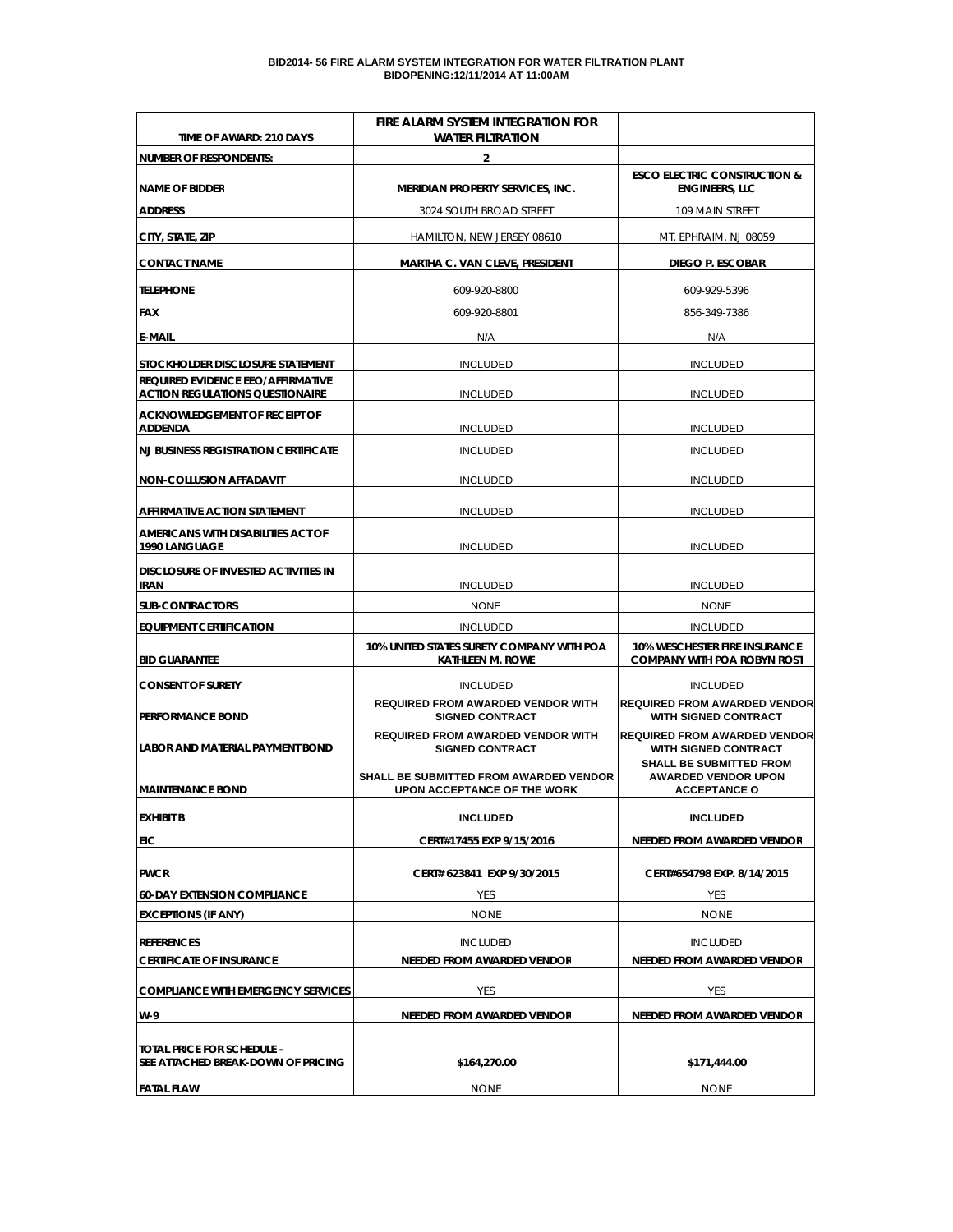**BID2014- 56 FIRE ALARM SYSTEM INTEGRATION FOR WATER FILTRATION PLANT**
**BIDOPENING:12/11/2014 AT 11:00AM**

| TIME OF AWARD: 210 DAYS | FIRE ALARM SYSTEM INTEGRATION FOR WATER FILTRATION | |
|---|---|---|
| NUMBER OF RESPONDENTS: | 2 | |
| NAME OF BIDDER | MERIDIAN PROPERTY SERVICES, INC. | ESCO ELECTRIC CONSTRUCTION & ENGINEERS, LLC |
| ADDRESS | 3024 SOUTH BROAD STREET | 109 MAIN STREET |
| CITY, STATE, ZIP | HAMILTON, NEW JERSEY 08610 | MT. EPHRAIM, NJ 08059 |
| CONTACT NAME | MARTHA C. VAN CLEVE, PRESIDENT | DIEGO P. ESCOBAR |
| TELEPHONE | 609-920-8800 | 609-929-5396 |
| FAX | 609-920-8801 | 856-349-7386 |
| E-MAIL | N/A | N/A |
| STOCKHOLDER DISCLOSURE STATEMENT | INCLUDED | INCLUDED |
| REQUIRED EVIDENCE EEO/AFFIRMATIVE ACTION REGULATIONS QUESTIONAIRE | INCLUDED | INCLUDED |
| ACKNOWLEDGEMENT OF RECEIPT OF ADDENDA | INCLUDED | INCLUDED |
| NJ BUSINESS REGISTRATION CERTIFICATE | INCLUDED | INCLUDED |
| NON-COLLUSION AFFADAVIT | INCLUDED | INCLUDED |
| AFFIRMATIVE ACTION STATEMENT | INCLUDED | INCLUDED |
| AMERICANS WITH DISABILITIES ACT OF 1990 LANGUAGE | INCLUDED | INCLUDED |
| DISCLOSURE OF INVESTED ACTIVITIES IN IRAN | INCLUDED | INCLUDED |
| SUB-CONTRACTORS | NONE | NONE |
| EQUIPMENT CERTIFICATION | INCLUDED | INCLUDED |
| BID GUARANTEE | 10% UNITED STATES SURETY COMPANY WITH POA KATHLEEN M. ROWE | 10% WESCHESTER FIRE INSURANCE COMPANY WITH POA ROBYN ROST |
| CONSENT OF SURETY | INCLUDED | INCLUDED |
| PERFORMANCE BOND | REQUIRED FROM AWARDED VENDOR WITH SIGNED CONTRACT | REQUIRED FROM AWARDED VENDOR WITH SIGNED CONTRACT |
| LABOR AND MATERIAL PAYMENT BOND | REQUIRED FROM AWARDED VENDOR WITH SIGNED CONTRACT | REQUIRED FROM AWARDED VENDOR WITH SIGNED CONTRACT |
| MAINTENANCE BOND | SHALL BE SUBMITTED FROM AWARDED VENDOR UPON ACCEPTANCE OF THE WORK | SHALL BE SUBMITTED FROM AWARDED VENDOR UPON ACCEPTANCE O |
| EXHIBIT B | INCLUDED | INCLUDED |
| EIC | CERT#17455 EXP 9/15/2016 | NEEDED FROM AWARDED VENDOR |
| PWCR | CERT# 623841 EXP 9/30/2015 | CERT#654798 EXP. 8/14/2015 |
| 60-DAY EXTENSION COMPLIANCE | YES | YES |
| EXCEPTIONS (IF ANY) | NONE | NONE |
| REFERENCES | INCLUDED | INCLUDED |
| CERTIFICATE OF INSURANCE | NEEDED FROM AWARDED VENDOR | NEEDED FROM AWARDED VENDOR |
| COMPLIANCE WITH EMERGENCY SERVICES | YES | YES |
| W-9 | NEEDED FROM AWARDED VENDOR | NEEDED FROM AWARDED VENDOR |
| TOTAL PRICE FOR SCHEDULE - SEE ATTACHED BREAK-DOWN OF PRICING | $164,270.00 | $171,444.00 |
| FATAL FLAW | NONE | NONE |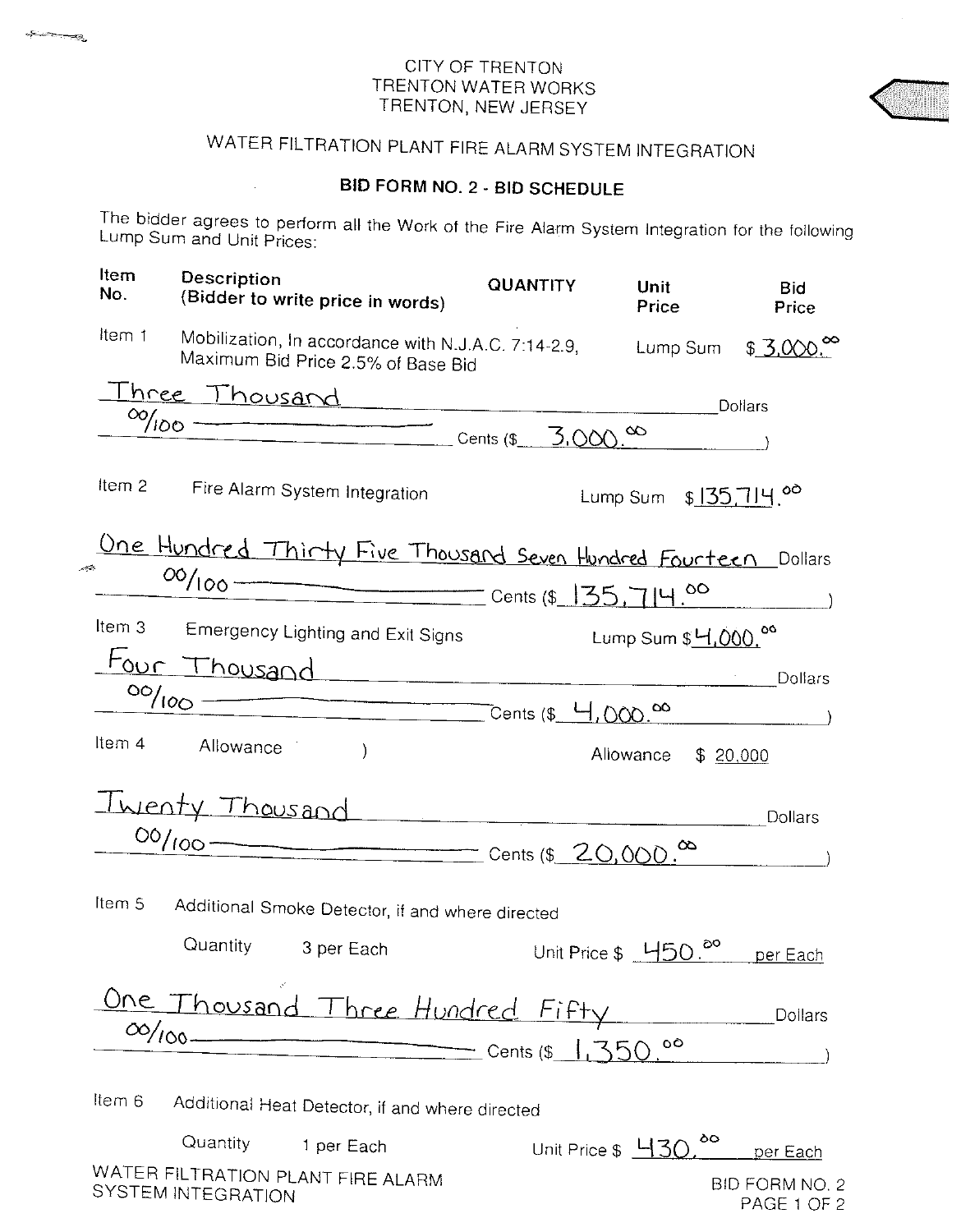CITY OF TRENTON
TRENTON WATER WORKS
TRENTON, NEW JERSEY

# WATER FILTRATION PLANT FIRE ALARM SYSTEM INTEGRATION

## BID FORM NO. 2 - BID SCHEDULE

The bidder agrees to perform all the Work of the Fire Alarm System Integration for the following Lump Sum and Unit Prices:

| Item No. | Description (Bidder to write price in words) | QUANTITY | Unit Price | Bid Price |
|---|---|---|---|---|

**Item 1** Mobilization, In accordance with N.J.A.C. 7:14-2.9, Maximum Bid Price 2.5% of Base Bid — Lump Sum $ 3,000.00

Three Thousand Dollars
00/100 Cents ($ 3,000.00 )

**Item 2** Fire Alarm System Integration — Lump Sum $ 135,714.00

One Hundred Thirty Five Thousand Seven Hundred Fourteen Dollars
00/100 Cents ($ 135,714.00 )

**Item 3** Emergency Lighting and Exit Signs — Lump Sum $ 4,000.00

Four Thousand Dollars
00/100 Cents ($ 4,000.00 )

**Item 4** Allowance ) — Allowance $ 20,000

Twenty Thousand Dollars
00/100 Cents ($ 20,000.00 )

**Item 5** Additional Smoke Detector, if and where directed

Quantity 3 per Each — Unit Price $ 450.00 per Each

One Thousand Three Hundred Fifty Dollars
00/100 Cents ($ 1,350.00 )

**Item 6** Additional Heat Detector, if and where directed

Quantity 1 per Each — Unit Price $ 430.00 per Each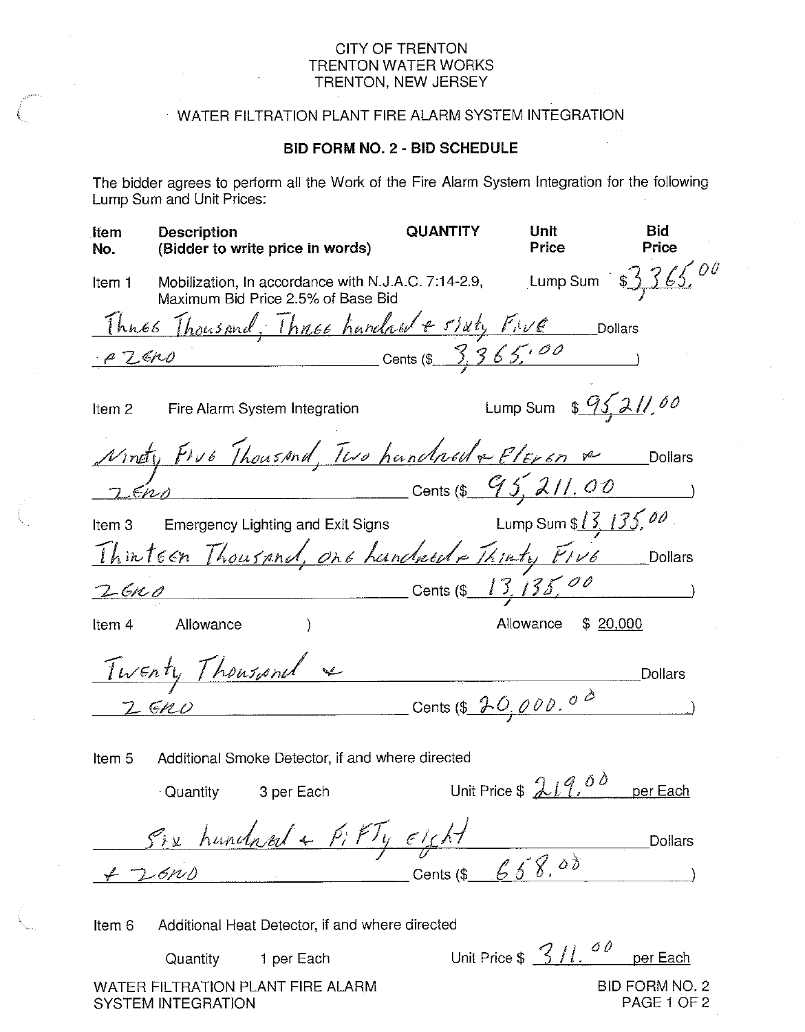CITY OF TRENTON
TRENTON WATER WORKS
TRENTON, NEW JERSEY

WATER FILTRATION PLANT FIRE ALARM SYSTEM INTEGRATION

## BID FORM NO. 2 - BID SCHEDULE

The bidder agrees to perform all the Work of the Fire Alarm System Integration for the following Lump Sum and Unit Prices:

| Item No. | Description (Bidder to write price in words) | QUANTITY | Unit Price | Bid Price |
|---|---|---|---|---|

**Item 1** Mobilization, In accordance with N.J.A.C. 7:14-2.9, Maximum Bid Price 2.5% of Base Bid — Lump Sum $3,365.00

Three Thousand, Three hundred & sixty Five Dollars

& Zero Cents ($ 3,365.00 )

**Item 2** Fire Alarm System Integration — Lump Sum $ 95,211.00

Ninety Five Thousand, Two hundred & Eleven & Dollars

Zero Cents ($ 95,211.00 )

**Item 3** Emergency Lighting and Exit Signs — Lump Sum $13,135.00

Thirteen Thousand, one hundred & Thirty Five Dollars

Zero Cents ($ 13,135.00 )

**Item 4** Allowance ) — Allowance $ 20,000

Twenty Thousand & Dollars

Zero Cents ($ 20,000.00 )

**Item 5** Additional Smoke Detector, if and where directed

Quantity 3 per Each — Unit Price $ 219.00 per Each

Six hundred & Fifty eight Dollars

& Zero Cents ($ 668.00 )

**Item 6** Additional Heat Detector, if and where directed

Quantity 1 per Each — Unit Price $ 311.00 per Each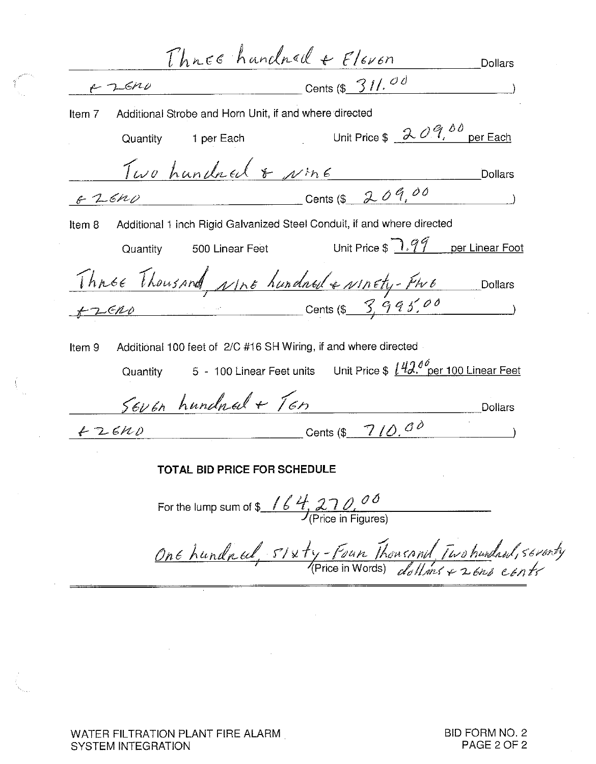Three hundred & Eleven Dollars

& Zero Cents ($ 311.00 )

Item 7 Additional Strobe and Horn Unit, if and where directed

Quantity 1 per Each Unit Price $ 209.00 per Each

Two hundred & Nine Dollars

& Zero Cents ($ 209.00 )

Item 8 Additional 1 inch Rigid Galvanized Steel Conduit, if and where directed

Quantity 500 Linear Feet Unit Price $ 7.99 per Linear Foot

Three Thousand, Nine hundred & Ninety-Five Dollars

& Zero Cents ($ 3,995.00 )

Item 9 Additional 100 feet of 2/C #16 SH Wiring, if and where directed

Quantity 5 - 100 Linear Feet units Unit Price $ 142.00 per 100 Linear Feet

Seven hundred & Ten Dollars

& Zero Cents ($ 710.00 )

**TOTAL BID PRICE FOR SCHEDULE**

For the lump sum of $ 164,270.00
(Price in Figures)

One hundred, Sixty-Four Thousand, Two hundred, seventy dollars & zero cents
(Price in Words)

WATER FILTRATION PLANT FIRE ALARM SYSTEM INTEGRATION

BID FORM NO. 2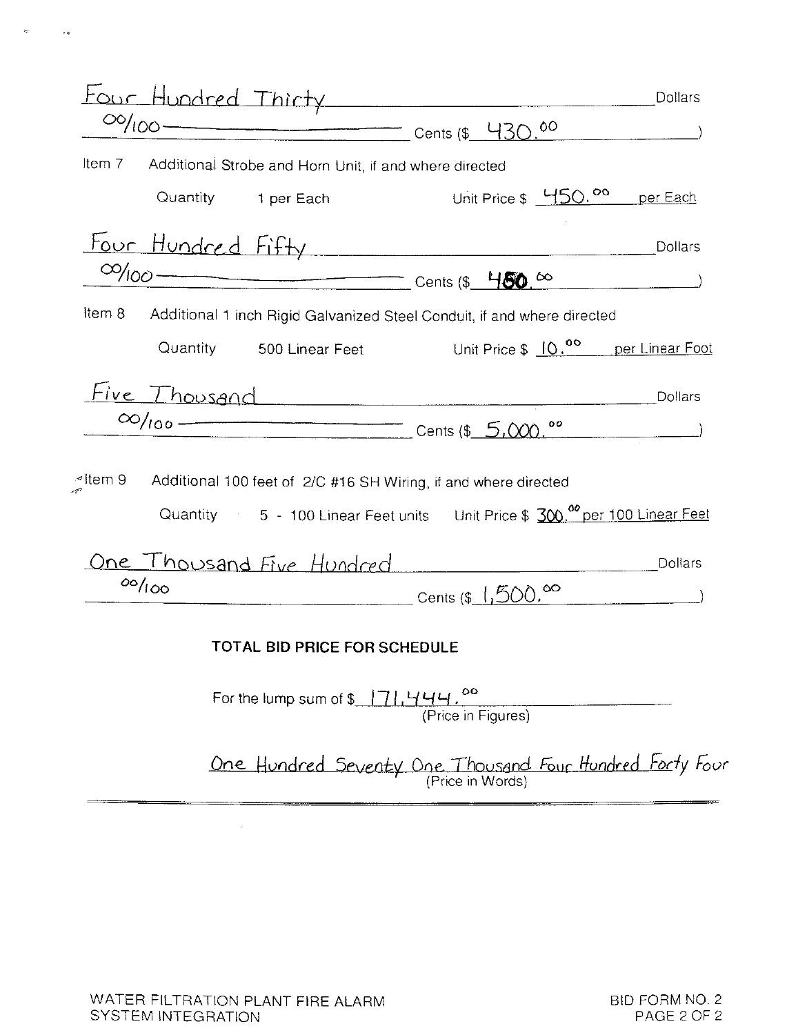Four Hundred Thirty Dollars
00/100 Cents ($ 430.00)

Item 7 Additional Strobe and Horn Unit, if and where directed

Quantity 1 per Each Unit Price $ 450.00 per Each

Four Hundred Fifty Dollars
00/100 Cents ($ 450.00)

Item 8 Additional 1 inch Rigid Galvanized Steel Conduit, if and where directed

Quantity 500 Linear Feet Unit Price $ 10.00 per Linear Foot

Five Thousand Dollars
00/100 Cents ($ 5,000.00)

Item 9 Additional 100 feet of 2/C #16 SH Wiring, if and where directed

Quantity 5 - 100 Linear Feet units Unit Price $ 300.00 per 100 Linear Feet

One Thousand Five Hundred Dollars
00/100 Cents ($ 1,500.00)

**TOTAL BID PRICE FOR SCHEDULE**

For the lump sum of $ 171,444.00
(Price in Figures)

One Hundred Seventy One Thousand Four Hundred Forty Four
(Price in Words)